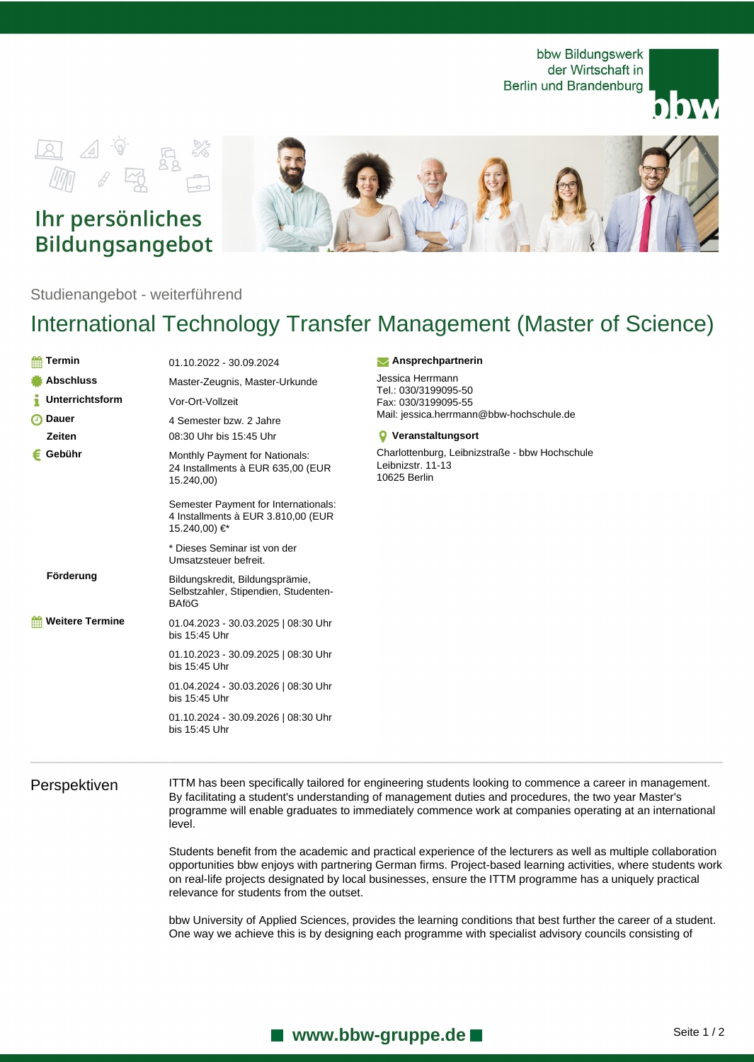bbw Bildungswerk der Wirtschaft in Berlin und Brandenburg

Ihr persönliches Bildungsangebot

Studienangebot - weiterführend

# International Technology Transfer Management (Master of Science)

| | |
|---|---|
| **Termin** | 01.10.2022 - 30.09.2024 |
| **Abschluss** | Master-Zeugnis, Master-Urkunde |
| **Unterrichtsform** | Vor-Ort-Vollzeit |
| **Dauer** | 4 Semester bzw. 2 Jahre |
| **Zeiten** | 08:30 Uhr bis 15:45 Uhr |
| **Gebühr** | Monthly Payment for Nationals: 24 Installments à EUR 635,00 (EUR 15.240,00)<br><br>Semester Payment for Internationals: 4 Installments à EUR 3.810,00 (EUR 15.240,00) €*<br><br>* Dieses Seminar ist von der Umsatzsteuer befreit. |
| **Förderung** | Bildungskredit, Bildungsprämie, Selbstzahler, Stipendien, Studenten-BAföG |
| **Weitere Termine** | 01.04.2023 - 30.03.2025 \| 08:30 Uhr bis 15:45 Uhr<br><br>01.10.2023 - 30.09.2025 \| 08:30 Uhr bis 15:45 Uhr<br><br>01.04.2024 - 30.03.2026 \| 08:30 Uhr bis 15:45 Uhr<br><br>01.10.2024 - 30.09.2026 \| 08:30 Uhr bis 15:45 Uhr |

**Ansprechpartnerin**

Jessica Herrmann
Tel.: 030/3199095-50
Fax: 030/3199095-55
Mail: jessica.herrmann@bbw-hochschule.de

**Veranstaltungsort**

Charlottenburg, Leibnizstraße - bbw Hochschule
Leibnizstr. 11-13
10625 Berlin

## Perspektiven

ITTM has been specifically tailored for engineering students looking to commence a career in management. By facilitating a student's understanding of management duties and procedures, the two year Master's programme will enable graduates to immediately commence work at companies operating at an international level.

Students benefit from the academic and practical experience of the lecturers as well as multiple collaboration opportunities bbw enjoys with partnering German firms. Project-based learning activities, where students work on real-life projects designated by local businesses, ensure the ITTM programme has a uniquely practical relevance for students from the outset.

bbw University of Applied Sciences, provides the learning conditions that best further the career of a student. One way we achieve this is by designing each programme with specialist advisory councils consisting of

www.bbw-gruppe.de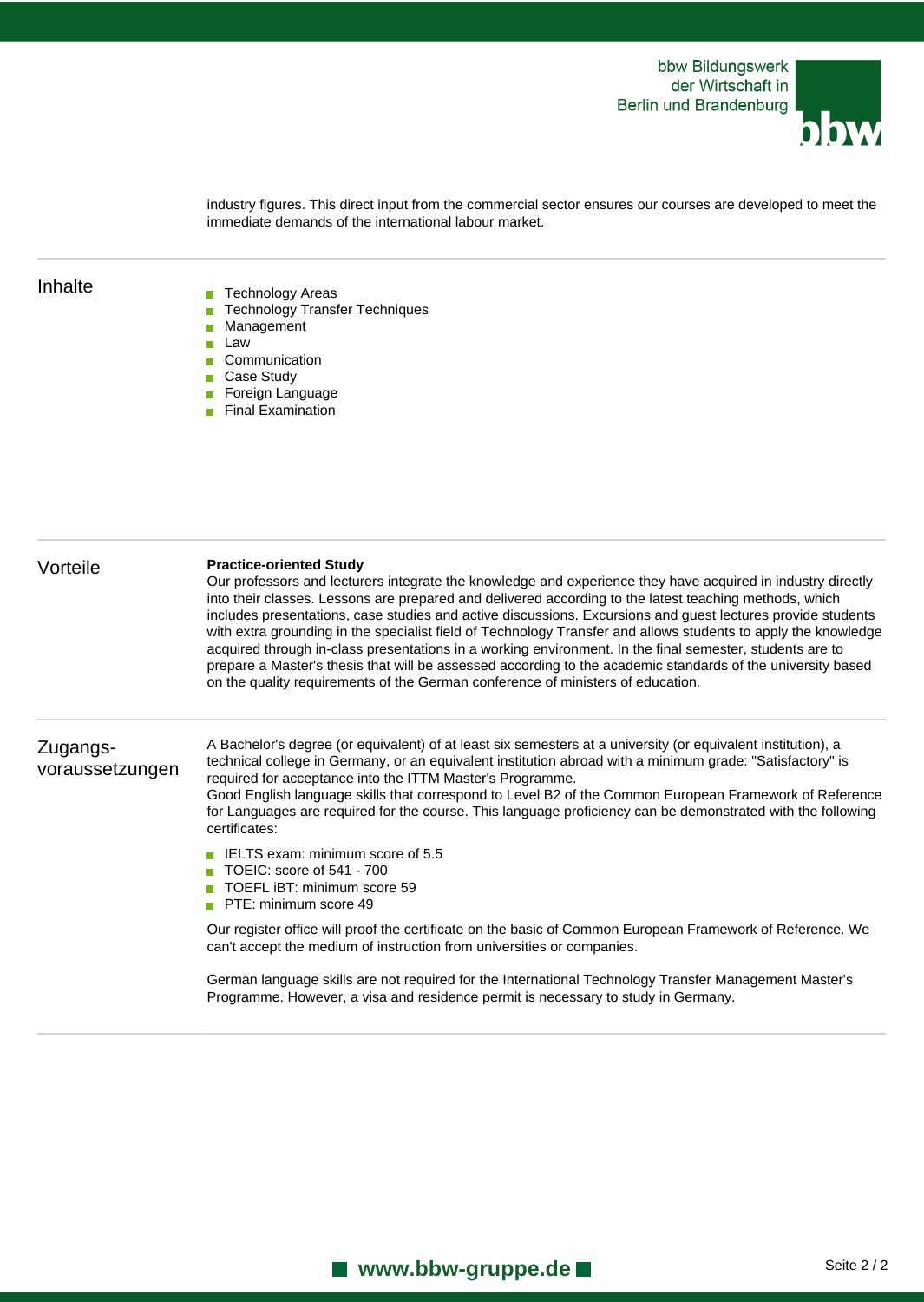industry figures. This direct input from the commercial sector ensures our courses are developed to meet the immediate demands of the international labour market.

## Inhalte

- Technology Areas
- Technology Transfer Techniques
- Management
- Law
- Communication
- Case Study
- Foreign Language
- Final Examination

## Vorteile

**Practice-oriented Study**
Our professors and lecturers integrate the knowledge and experience they have acquired in industry directly into their classes. Lessons are prepared and delivered according to the latest teaching methods, which includes presentations, case studies and active discussions. Excursions and guest lectures provide students with extra grounding in the specialist field of Technology Transfer and allows students to apply the knowledge acquired through in-class presentations in a working environment. In the final semester, students are to prepare a Master's thesis that will be assessed according to the academic standards of the university based on the quality requirements of the German conference of ministers of education.

## Zugangs­voraussetzungen

A Bachelor's degree (or equivalent) of at least six semesters at a university (or equivalent institution), a technical college in Germany, or an equivalent institution abroad with a minimum grade: "Satisfactory" is required for acceptance into the ITTM Master's Programme.
Good English language skills that correspond to Level B2 of the Common European Framework of Reference for Languages are required for the course. This language proficiency can be demonstrated with the following certificates:

- IELTS exam: minimum score of 5.5
- TOEIC: score of 541 - 700
- TOEFL iBT: minimum score 59
- PTE: minimum score 49

Our register office will proof the certificate on the basic of Common European Framework of Reference. We can't accept the medium of instruction from universities or companies.

German language skills are not required for the International Technology Transfer Management Master's Programme. However, a visa and residence permit is necessary to study in Germany.